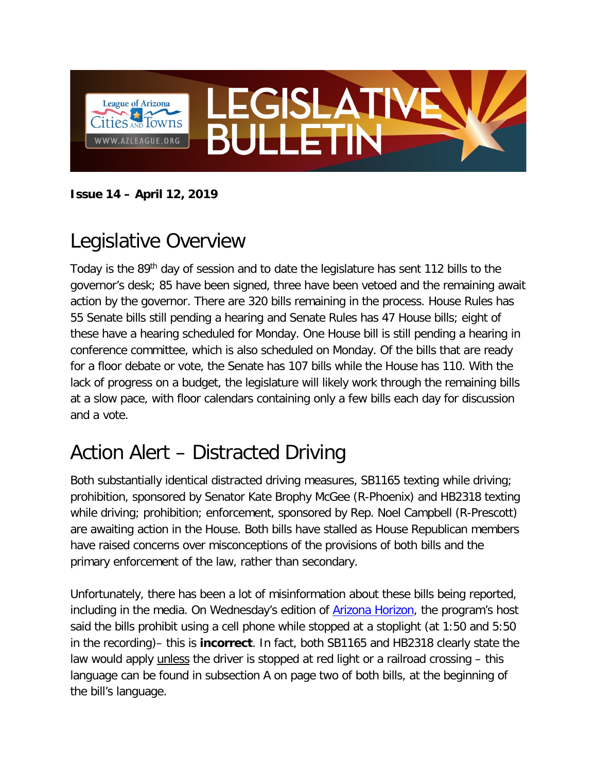# LEGISLATIVE BULLETIN

League of Arizona Cities and Towns
WWW.AZLEAGUE.ORG

**Issue 14 – April 12, 2019**

## Legislative Overview

Today is the 89th day of session and to date the legislature has sent 112 bills to the governor's desk; 85 have been signed, three have been vetoed and the remaining await action by the governor. There are 320 bills remaining in the process. House Rules has 55 Senate bills still pending a hearing and Senate Rules has 47 House bills; eight of these have a hearing scheduled for Monday. One House bill is still pending a hearing in conference committee, which is also scheduled on Monday. Of the bills that are ready for a floor debate or vote, the Senate has 107 bills while the House has 110. With the lack of progress on a budget, the legislature will likely work through the remaining bills at a slow pace, with floor calendars containing only a few bills each day for discussion and a vote.

## Action Alert – Distracted Driving

Both substantially identical distracted driving measures, SB1165 texting while driving; prohibition, sponsored by Senator Kate Brophy McGee (R-Phoenix) and HB2318 texting while driving; prohibition; enforcement, sponsored by Rep. Noel Campbell (R-Prescott) are awaiting action in the House. Both bills have stalled as House Republican members have raised concerns over misconceptions of the provisions of both bills and the primary enforcement of the law, rather than secondary.

Unfortunately, there has been a lot of misinformation about these bills being reported, including in the media. On Wednesday's edition of Arizona Horizon, the program's host said the bills prohibit using a cell phone while stopped at a stoplight (at 1:50 and 5:50 in the recording)– this is **incorrect**. In fact, both SB1165 and HB2318 clearly state the law would apply unless the driver is stopped at red light or a railroad crossing – this language can be found in subsection A on page two of both bills, at the beginning of the bill's language.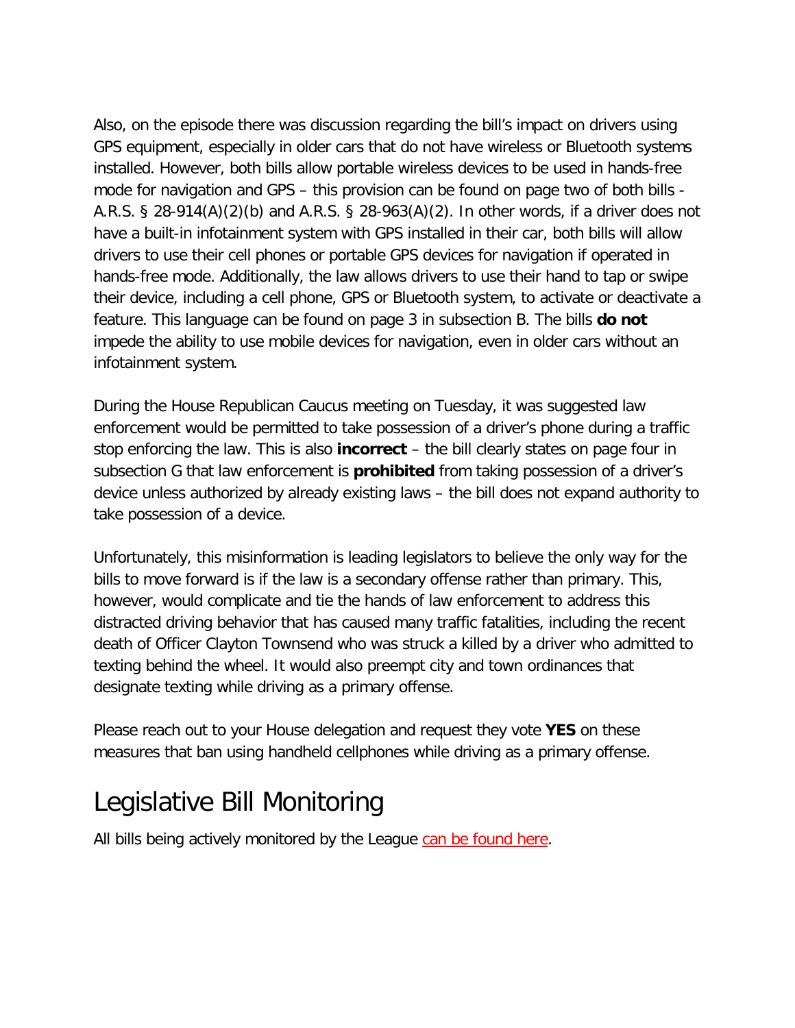Also, on the episode there was discussion regarding the bill's impact on drivers using GPS equipment, especially in older cars that do not have wireless or Bluetooth systems installed. However, both bills allow portable wireless devices to be used in hands-free mode for navigation and GPS – this provision can be found on page two of both bills - A.R.S. § 28-914(A)(2)(b) and A.R.S. § 28-963(A)(2). In other words, if a driver does not have a built-in infotainment system with GPS installed in their car, both bills will allow drivers to use their cell phones or portable GPS devices for navigation if operated in hands-free mode. Additionally, the law allows drivers to use their hand to tap or swipe their device, including a cell phone, GPS or Bluetooth system, to activate or deactivate a feature. This language can be found on page 3 in subsection B. The bills **do not** impede the ability to use mobile devices for navigation, even in older cars without an infotainment system.

During the House Republican Caucus meeting on Tuesday, it was suggested law enforcement would be permitted to take possession of a driver's phone during a traffic stop enforcing the law. This is also **incorrect** – the bill clearly states on page four in subsection G that law enforcement is **prohibited** from taking possession of a driver's device unless authorized by already existing laws – the bill does not expand authority to take possession of a device.

Unfortunately, this misinformation is leading legislators to believe the only way for the bills to move forward is if the law is a secondary offense rather than primary. This, however, would complicate and tie the hands of law enforcement to address this distracted driving behavior that has caused many traffic fatalities, including the recent death of Officer Clayton Townsend who was struck a killed by a driver who admitted to texting behind the wheel. It would also preempt city and town ordinances that designate texting while driving as a primary offense.

Please reach out to your House delegation and request they vote **YES** on these measures that ban using handheld cellphones while driving as a primary offense.

# Legislative Bill Monitoring

All bills being actively monitored by the League can be found here.